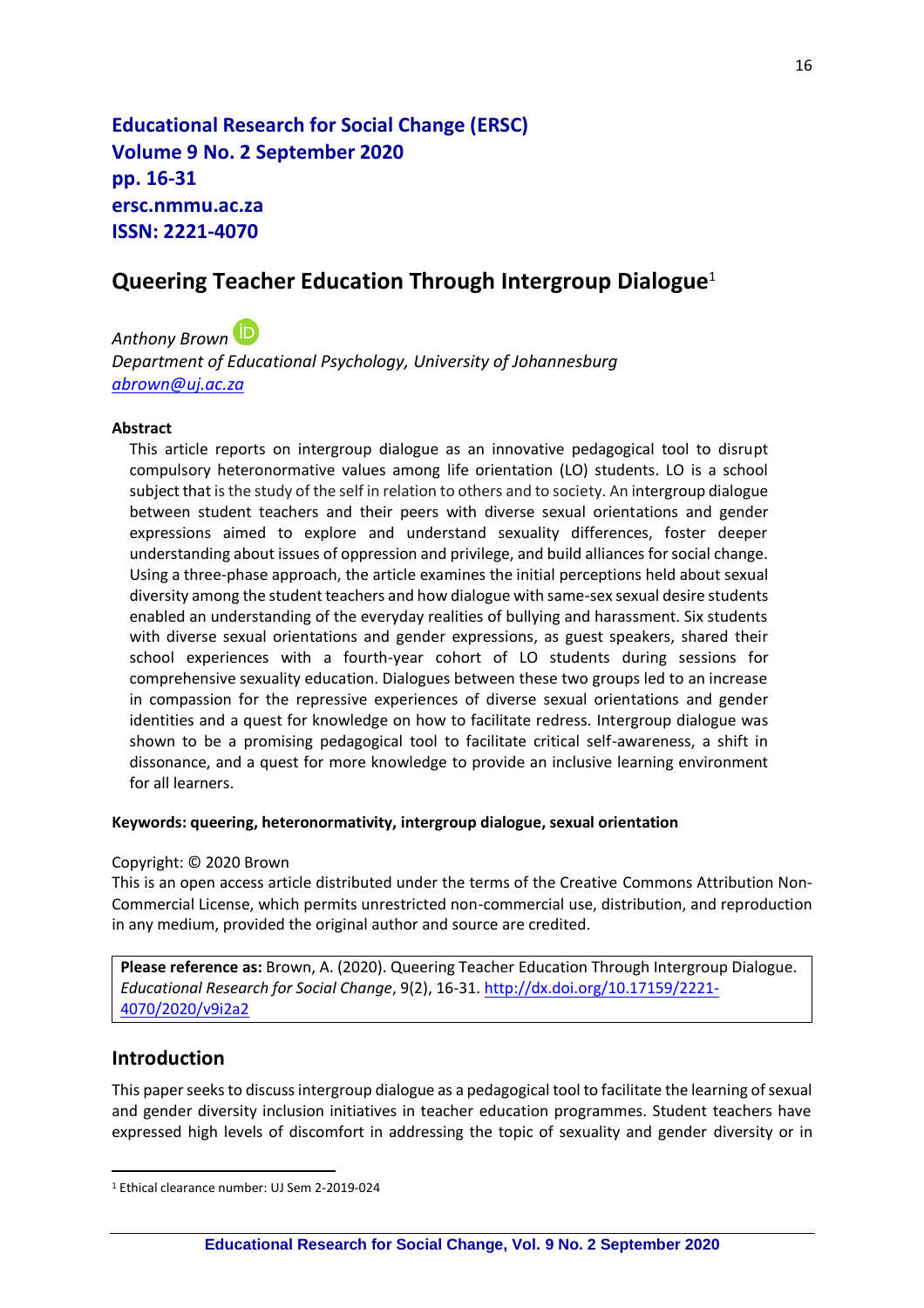**Educational Research for Social Change (ERSC)**
**Volume 9 No. 2 September 2020**
**pp. 16-31**
**ersc.nmmu.ac.za**
**ISSN: 2221-4070**

# Queering Teacher Education Through Intergroup Dialogue[1]

*Anthony Brown*
*Department of Educational Psychology, University of Johannesburg*
*abrown@uj.ac.za*

**Abstract**

This article reports on intergroup dialogue as an innovative pedagogical tool to disrupt compulsory heteronormative values among life orientation (LO) students. LO is a school subject that is the study of the self in relation to others and to society. An intergroup dialogue between student teachers and their peers with diverse sexual orientations and gender expressions aimed to explore and understand sexuality differences, foster deeper understanding about issues of oppression and privilege, and build alliances for social change. Using a three-phase approach, the article examines the initial perceptions held about sexual diversity among the student teachers and how dialogue with same-sex sexual desire students enabled an understanding of the everyday realities of bullying and harassment. Six students with diverse sexual orientations and gender expressions, as guest speakers, shared their school experiences with a fourth-year cohort of LO students during sessions for comprehensive sexuality education. Dialogues between these two groups led to an increase in compassion for the repressive experiences of diverse sexual orientations and gender identities and a quest for knowledge on how to facilitate redress. Intergroup dialogue was shown to be a promising pedagogical tool to facilitate critical self-awareness, a shift in dissonance, and a quest for more knowledge to provide an inclusive learning environment for all learners.

**Keywords: queering, heteronormativity, intergroup dialogue, sexual orientation**

Copyright: © 2020 Brown
This is an open access article distributed under the terms of the Creative Commons Attribution Non-Commercial License, which permits unrestricted non-commercial use, distribution, and reproduction in any medium, provided the original author and source are credited.

**Please reference as:** Brown, A. (2020). Queering Teacher Education Through Intergroup Dialogue. *Educational Research for Social Change*, 9(2), 16-31. http://dx.doi.org/10.17159/2221-4070/2020/v9i2a2

## Introduction

This paper seeks to discuss intergroup dialogue as a pedagogical tool to facilitate the learning of sexual and gender diversity inclusion initiatives in teacher education programmes. Student teachers have expressed high levels of discomfort in addressing the topic of sexuality and gender diversity or in

[1] Ethical clearance number: UJ Sem 2-2019-024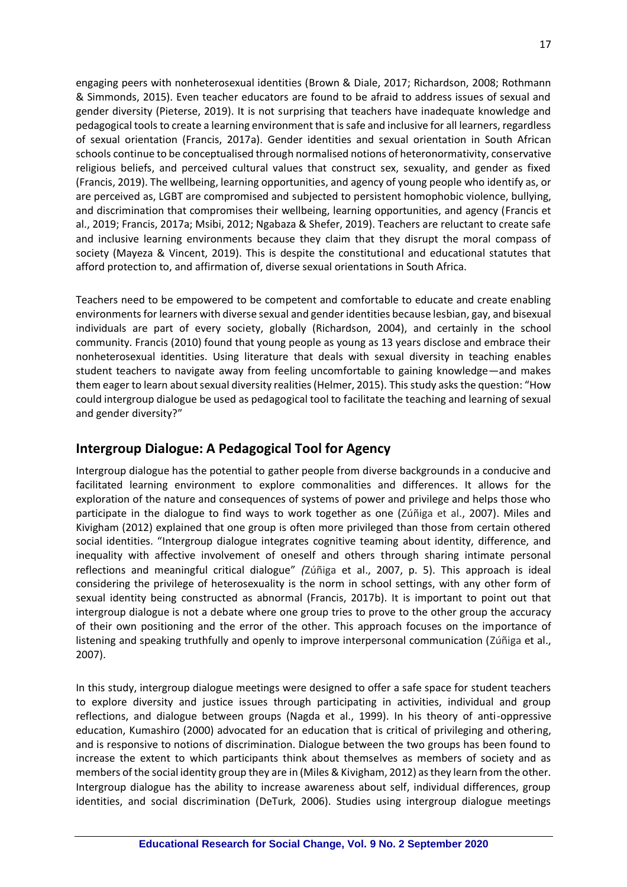engaging peers with nonheterosexual identities (Brown & Diale, 2017; Richardson, 2008; Rothmann & Simmonds, 2015). Even teacher educators are found to be afraid to address issues of sexual and gender diversity (Pieterse, 2019). It is not surprising that teachers have inadequate knowledge and pedagogical tools to create a learning environment that is safe and inclusive for all learners, regardless of sexual orientation (Francis, 2017a). Gender identities and sexual orientation in South African schools continue to be conceptualised through normalised notions of heteronormativity, conservative religious beliefs, and perceived cultural values that construct sex, sexuality, and gender as fixed (Francis, 2019). The wellbeing, learning opportunities, and agency of young people who identify as, or are perceived as, LGBT are compromised and subjected to persistent homophobic violence, bullying, and discrimination that compromises their wellbeing, learning opportunities, and agency (Francis et al., 2019; Francis, 2017a; Msibi, 2012; Ngabaza & Shefer, 2019). Teachers are reluctant to create safe and inclusive learning environments because they claim that they disrupt the moral compass of society (Mayeza & Vincent, 2019). This is despite the constitutional and educational statutes that afford protection to, and affirmation of, diverse sexual orientations in South Africa.

Teachers need to be empowered to be competent and comfortable to educate and create enabling environments for learners with diverse sexual and gender identities because lesbian, gay, and bisexual individuals are part of every society, globally (Richardson, 2004), and certainly in the school community. Francis (2010) found that young people as young as 13 years disclose and embrace their nonheterosexual identities. Using literature that deals with sexual diversity in teaching enables student teachers to navigate away from feeling uncomfortable to gaining knowledge—and makes them eager to learn about sexual diversity realities (Helmer, 2015). This study asks the question: "How could intergroup dialogue be used as pedagogical tool to facilitate the teaching and learning of sexual and gender diversity?"

## Intergroup Dialogue: A Pedagogical Tool for Agency

Intergroup dialogue has the potential to gather people from diverse backgrounds in a conducive and facilitated learning environment to explore commonalities and differences. It allows for the exploration of the nature and consequences of systems of power and privilege and helps those who participate in the dialogue to find ways to work together as one (Zúñiga et al., 2007). Miles and Kivigham (2012) explained that one group is often more privileged than those from certain othered social identities. "Intergroup dialogue integrates cognitive teaming about identity, difference, and inequality with affective involvement of oneself and others through sharing intimate personal reflections and meaningful critical dialogue" *(*Zúñiga et al., 2007, p. 5). This approach is ideal considering the privilege of heterosexuality is the norm in school settings, with any other form of sexual identity being constructed as abnormal (Francis, 2017b). It is important to point out that intergroup dialogue is not a debate where one group tries to prove to the other group the accuracy of their own positioning and the error of the other. This approach focuses on the importance of listening and speaking truthfully and openly to improve interpersonal communication (Zúñiga et al., 2007).

In this study, intergroup dialogue meetings were designed to offer a safe space for student teachers to explore diversity and justice issues through participating in activities, individual and group reflections, and dialogue between groups (Nagda et al., 1999). In his theory of anti-oppressive education, Kumashiro (2000) advocated for an education that is critical of privileging and othering, and is responsive to notions of discrimination. Dialogue between the two groups has been found to increase the extent to which participants think about themselves as members of society and as members of the social identity group they are in (Miles & Kivigham, 2012) as they learn from the other. Intergroup dialogue has the ability to increase awareness about self, individual differences, group identities, and social discrimination (DeTurk, 2006). Studies using intergroup dialogue meetings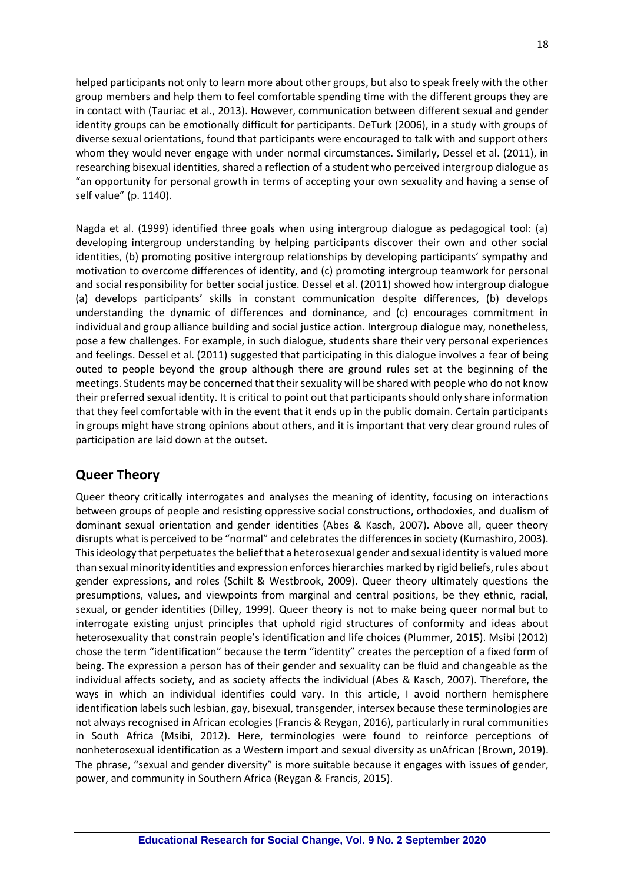helped participants not only to learn more about other groups, but also to speak freely with the other group members and help them to feel comfortable spending time with the different groups they are in contact with (Tauriac et al., 2013). However, communication between different sexual and gender identity groups can be emotionally difficult for participants. DeTurk (2006), in a study with groups of diverse sexual orientations, found that participants were encouraged to talk with and support others whom they would never engage with under normal circumstances. Similarly, Dessel et al. (2011), in researching bisexual identities, shared a reflection of a student who perceived intergroup dialogue as "an opportunity for personal growth in terms of accepting your own sexuality and having a sense of self value" (p. 1140).

Nagda et al. (1999) identified three goals when using intergroup dialogue as pedagogical tool: (a) developing intergroup understanding by helping participants discover their own and other social identities, (b) promoting positive intergroup relationships by developing participants' sympathy and motivation to overcome differences of identity, and (c) promoting intergroup teamwork for personal and social responsibility for better social justice. Dessel et al. (2011) showed how intergroup dialogue (a) develops participants' skills in constant communication despite differences, (b) develops understanding the dynamic of differences and dominance, and (c) encourages commitment in individual and group alliance building and social justice action. Intergroup dialogue may, nonetheless, pose a few challenges. For example, in such dialogue, students share their very personal experiences and feelings. Dessel et al. (2011) suggested that participating in this dialogue involves a fear of being outed to people beyond the group although there are ground rules set at the beginning of the meetings. Students may be concerned that their sexuality will be shared with people who do not know their preferred sexual identity. It is critical to point out that participants should only share information that they feel comfortable with in the event that it ends up in the public domain. Certain participants in groups might have strong opinions about others, and it is important that very clear ground rules of participation are laid down at the outset.

## Queer Theory

Queer theory critically interrogates and analyses the meaning of identity, focusing on interactions between groups of people and resisting oppressive social constructions, orthodoxies, and dualism of dominant sexual orientation and gender identities (Abes & Kasch, 2007). Above all, queer theory disrupts what is perceived to be "normal" and celebrates the differences in society (Kumashiro, 2003). This ideology that perpetuates the belief that a heterosexual gender and sexual identity is valued more than sexual minority identities and expression enforces hierarchies marked by rigid beliefs, rules about gender expressions, and roles (Schilt & Westbrook, 2009). Queer theory ultimately questions the presumptions, values, and viewpoints from marginal and central positions, be they ethnic, racial, sexual, or gender identities (Dilley, 1999). Queer theory is not to make being queer normal but to interrogate existing unjust principles that uphold rigid structures of conformity and ideas about heterosexuality that constrain people's identification and life choices (Plummer, 2015). Msibi (2012) chose the term "identification" because the term "identity" creates the perception of a fixed form of being. The expression a person has of their gender and sexuality can be fluid and changeable as the individual affects society, and as society affects the individual (Abes & Kasch, 2007). Therefore, the ways in which an individual identifies could vary. In this article, I avoid northern hemisphere identification labels such lesbian, gay, bisexual, transgender, intersex because these terminologies are not always recognised in African ecologies (Francis & Reygan, 2016), particularly in rural communities in South Africa (Msibi, 2012). Here, terminologies were found to reinforce perceptions of nonheterosexual identification as a Western import and sexual diversity as unAfrican (Brown, 2019). The phrase, "sexual and gender diversity" is more suitable because it engages with issues of gender, power, and community in Southern Africa (Reygan & Francis, 2015).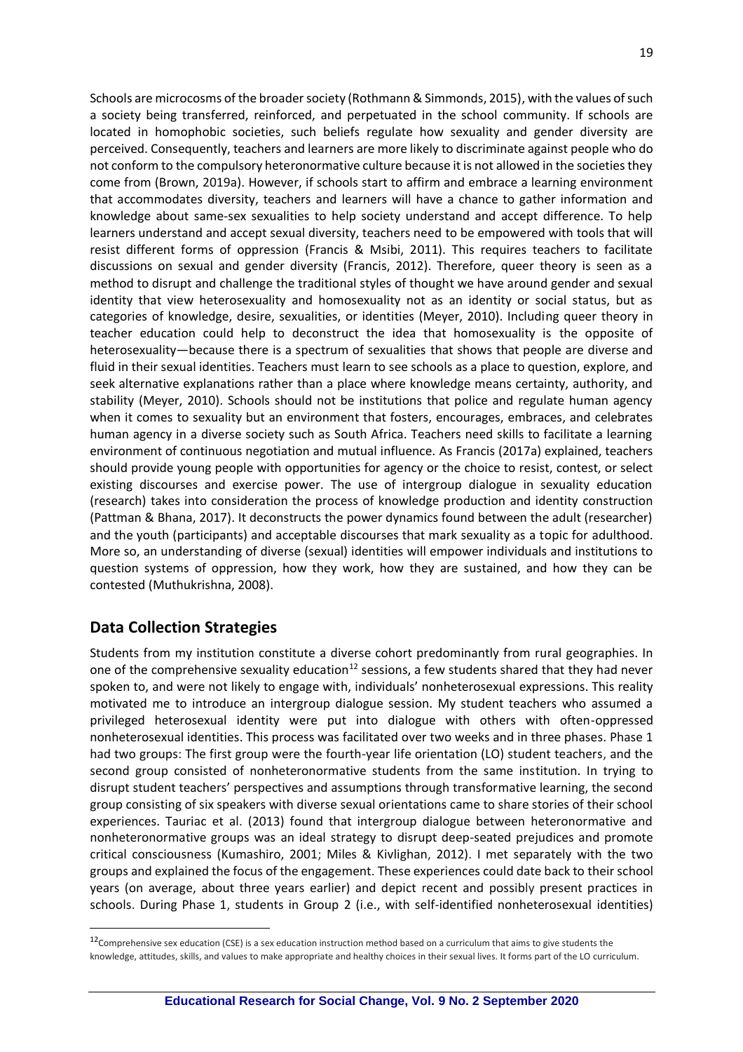Schools are microcosms of the broader society (Rothmann & Simmonds, 2015), with the values of such a society being transferred, reinforced, and perpetuated in the school community. If schools are located in homophobic societies, such beliefs regulate how sexuality and gender diversity are perceived. Consequently, teachers and learners are more likely to discriminate against people who do not conform to the compulsory heteronormative culture because it is not allowed in the societies they come from (Brown, 2019a). However, if schools start to affirm and embrace a learning environment that accommodates diversity, teachers and learners will have a chance to gather information and knowledge about same-sex sexualities to help society understand and accept difference. To help learners understand and accept sexual diversity, teachers need to be empowered with tools that will resist different forms of oppression (Francis & Msibi, 2011). This requires teachers to facilitate discussions on sexual and gender diversity (Francis, 2012). Therefore, queer theory is seen as a method to disrupt and challenge the traditional styles of thought we have around gender and sexual identity that view heterosexuality and homosexuality not as an identity or social status, but as categories of knowledge, desire, sexualities, or identities (Meyer, 2010). Including queer theory in teacher education could help to deconstruct the idea that homosexuality is the opposite of heterosexuality—because there is a spectrum of sexualities that shows that people are diverse and fluid in their sexual identities. Teachers must learn to see schools as a place to question, explore, and seek alternative explanations rather than a place where knowledge means certainty, authority, and stability (Meyer, 2010). Schools should not be institutions that police and regulate human agency when it comes to sexuality but an environment that fosters, encourages, embraces, and celebrates human agency in a diverse society such as South Africa. Teachers need skills to facilitate a learning environment of continuous negotiation and mutual influence. As Francis (2017a) explained, teachers should provide young people with opportunities for agency or the choice to resist, contest, or select existing discourses and exercise power. The use of intergroup dialogue in sexuality education (research) takes into consideration the process of knowledge production and identity construction (Pattman & Bhana, 2017). It deconstructs the power dynamics found between the adult (researcher) and the youth (participants) and acceptable discourses that mark sexuality as a topic for adulthood. More so, an understanding of diverse (sexual) identities will empower individuals and institutions to question systems of oppression, how they work, how they are sustained, and how they can be contested (Muthukrishna, 2008).

## Data Collection Strategies

Students from my institution constitute a diverse cohort predominantly from rural geographies. In one of the comprehensive sexuality education[12] sessions, a few students shared that they had never spoken to, and were not likely to engage with, individuals' nonheterosexual expressions. This reality motivated me to introduce an intergroup dialogue session. My student teachers who assumed a privileged heterosexual identity were put into dialogue with others with often-oppressed nonheterosexual identities. This process was facilitated over two weeks and in three phases. Phase 1 had two groups: The first group were the fourth-year life orientation (LO) student teachers, and the second group consisted of nonheteronormative students from the same institution. In trying to disrupt student teachers' perspectives and assumptions through transformative learning, the second group consisting of six speakers with diverse sexual orientations came to share stories of their school experiences. Tauriac et al. (2013) found that intergroup dialogue between heteronormative and nonheteronormative groups was an ideal strategy to disrupt deep-seated prejudices and promote critical consciousness (Kumashiro, 2001; Miles & Kivlighan, 2012). I met separately with the two groups and explained the focus of the engagement. These experiences could date back to their school years (on average, about three years earlier) and depict recent and possibly present practices in schools. During Phase 1, students in Group 2 (i.e., with self-identified nonheterosexual identities)

[12] Comprehensive sex education (CSE) is a sex education instruction method based on a curriculum that aims to give students the knowledge, attitudes, skills, and values to make appropriate and healthy choices in their sexual lives. It forms part of the LO curriculum.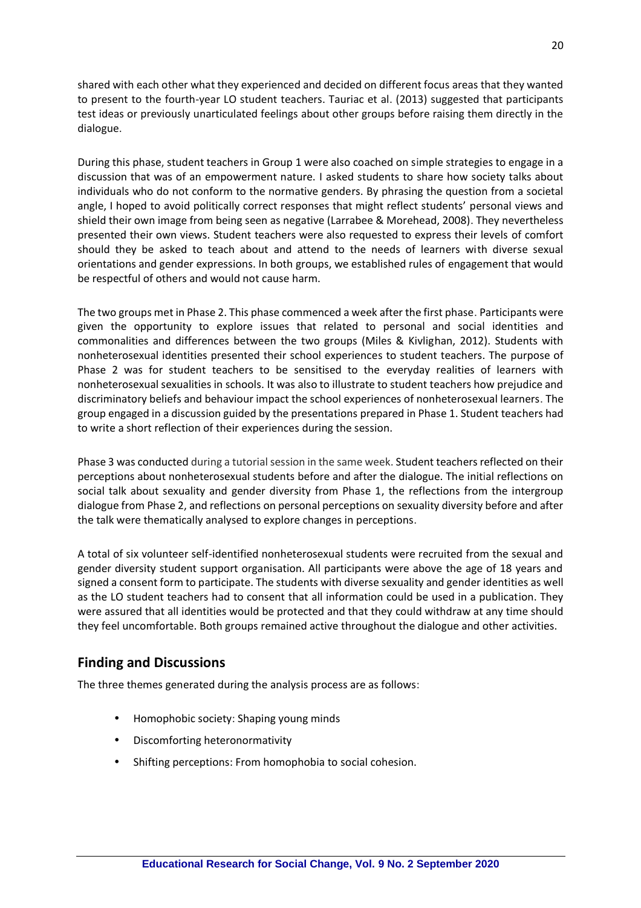shared with each other what they experienced and decided on different focus areas that they wanted to present to the fourth-year LO student teachers. Tauriac et al. (2013) suggested that participants test ideas or previously unarticulated feelings about other groups before raising them directly in the dialogue.

During this phase, student teachers in Group 1 were also coached on simple strategies to engage in a discussion that was of an empowerment nature. I asked students to share how society talks about individuals who do not conform to the normative genders. By phrasing the question from a societal angle, I hoped to avoid politically correct responses that might reflect students' personal views and shield their own image from being seen as negative (Larrabee & Morehead, 2008). They nevertheless presented their own views. Student teachers were also requested to express their levels of comfort should they be asked to teach about and attend to the needs of learners with diverse sexual orientations and gender expressions. In both groups, we established rules of engagement that would be respectful of others and would not cause harm.

The two groups met in Phase 2. This phase commenced a week after the first phase. Participants were given the opportunity to explore issues that related to personal and social identities and commonalities and differences between the two groups (Miles & Kivlighan, 2012). Students with nonheterosexual identities presented their school experiences to student teachers. The purpose of Phase 2 was for student teachers to be sensitised to the everyday realities of learners with nonheterosexual sexualities in schools. It was also to illustrate to student teachers how prejudice and discriminatory beliefs and behaviour impact the school experiences of nonheterosexual learners. The group engaged in a discussion guided by the presentations prepared in Phase 1. Student teachers had to write a short reflection of their experiences during the session.

Phase 3 was conducted during a tutorial session in the same week. Student teachers reflected on their perceptions about nonheterosexual students before and after the dialogue. The initial reflections on social talk about sexuality and gender diversity from Phase 1, the reflections from the intergroup dialogue from Phase 2, and reflections on personal perceptions on sexuality diversity before and after the talk were thematically analysed to explore changes in perceptions.

A total of six volunteer self-identified nonheterosexual students were recruited from the sexual and gender diversity student support organisation. All participants were above the age of 18 years and signed a consent form to participate. The students with diverse sexuality and gender identities as well as the LO student teachers had to consent that all information could be used in a publication. They were assured that all identities would be protected and that they could withdraw at any time should they feel uncomfortable. Both groups remained active throughout the dialogue and other activities.

## Finding and Discussions

The three themes generated during the analysis process are as follows:

- Homophobic society: Shaping young minds
- Discomforting heteronormativity
- Shifting perceptions: From homophobia to social cohesion.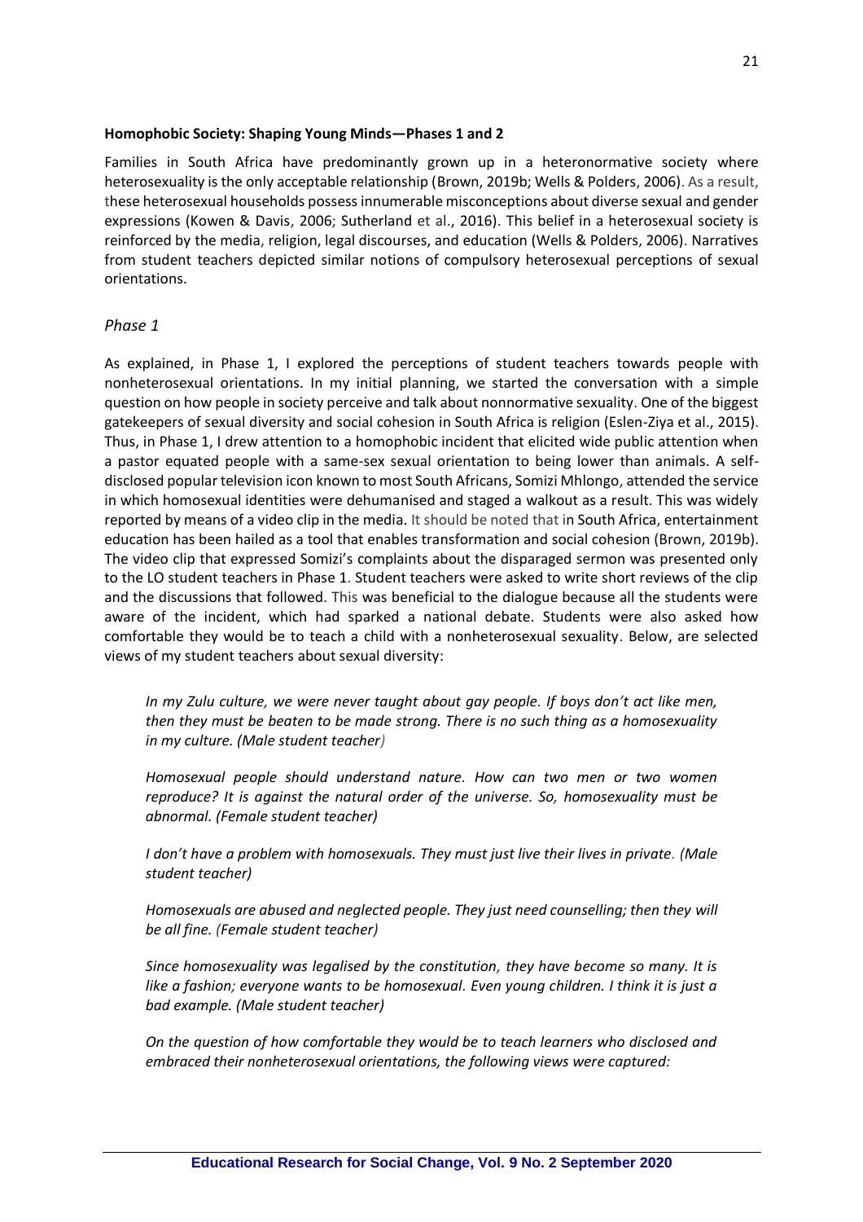**Homophobic Society: Shaping Young Minds—Phases 1 and 2**

Families in South Africa have predominantly grown up in a heteronormative society where heterosexuality is the only acceptable relationship (Brown, 2019b; Wells & Polders, 2006). As a result, these heterosexual households possess innumerable misconceptions about diverse sexual and gender expressions (Kowen & Davis, 2006; Sutherland et al., 2016). This belief in a heterosexual society is reinforced by the media, religion, legal discourses, and education (Wells & Polders, 2006). Narratives from student teachers depicted similar notions of compulsory heterosexual perceptions of sexual orientations.

*Phase 1*

As explained, in Phase 1, I explored the perceptions of student teachers towards people with nonheterosexual orientations. In my initial planning, we started the conversation with a simple question on how people in society perceive and talk about nonnormative sexuality. One of the biggest gatekeepers of sexual diversity and social cohesion in South Africa is religion (Eslen-Ziya et al., 2015). Thus, in Phase 1, I drew attention to a homophobic incident that elicited wide public attention when a pastor equated people with a same-sex sexual orientation to being lower than animals. A self-disclosed popular television icon known to most South Africans, Somizi Mhlongo, attended the service in which homosexual identities were dehumanised and staged a walkout as a result. This was widely reported by means of a video clip in the media. It should be noted that in South Africa, entertainment education has been hailed as a tool that enables transformation and social cohesion (Brown, 2019b). The video clip that expressed Somizi's complaints about the disparaged sermon was presented only to the LO student teachers in Phase 1. Student teachers were asked to write short reviews of the clip and the discussions that followed. This was beneficial to the dialogue because all the students were aware of the incident, which had sparked a national debate. Students were also asked how comfortable they would be to teach a child with a nonheterosexual sexuality. Below, are selected views of my student teachers about sexual diversity:

> *In my Zulu culture, we were never taught about gay people. If boys don't act like men, then they must be beaten to be made strong. There is no such thing as a homosexuality in my culture. (Male student teacher)*
>
> *Homosexual people should understand nature. How can two men or two women reproduce? It is against the natural order of the universe. So, homosexuality must be abnormal. (Female student teacher)*
>
> *I don't have a problem with homosexuals. They must just live their lives in private. (Male student teacher)*
>
> *Homosexuals are abused and neglected people. They just need counselling; then they will be all fine. (Female student teacher)*
>
> *Since homosexuality was legalised by the constitution, they have become so many. It is like a fashion; everyone wants to be homosexual. Even young children. I think it is just a bad example. (Male student teacher)*
>
> *On the question of how comfortable they would be to teach learners who disclosed and embraced their nonheterosexual orientations, the following views were captured:*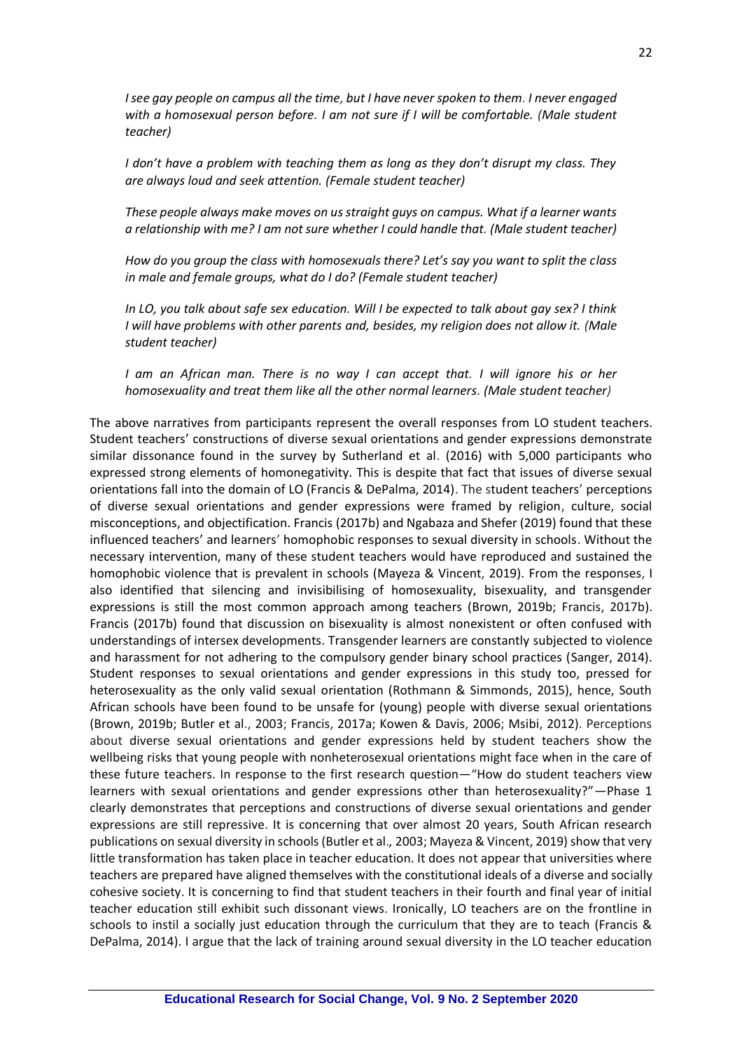*I see gay people on campus all the time, but I have never spoken to them. I never engaged with a homosexual person before. I am not sure if I will be comfortable. (Male student teacher)*

*I don't have a problem with teaching them as long as they don't disrupt my class. They are always loud and seek attention. (Female student teacher)*

*These people always make moves on us straight guys on campus. What if a learner wants a relationship with me? I am not sure whether I could handle that. (Male student teacher)*

*How do you group the class with homosexuals there? Let's say you want to split the class in male and female groups, what do I do? (Female student teacher)*

*In LO, you talk about safe sex education. Will I be expected to talk about gay sex? I think I will have problems with other parents and, besides, my religion does not allow it. (Male student teacher)*

*I am an African man. There is no way I can accept that. I will ignore his or her homosexuality and treat them like all the other normal learners. (Male student teacher)*

The above narratives from participants represent the overall responses from LO student teachers. Student teachers' constructions of diverse sexual orientations and gender expressions demonstrate similar dissonance found in the survey by Sutherland et al. (2016) with 5,000 participants who expressed strong elements of homonegativity. This is despite that fact that issues of diverse sexual orientations fall into the domain of LO (Francis & DePalma, 2014). The student teachers' perceptions of diverse sexual orientations and gender expressions were framed by religion, culture, social misconceptions, and objectification. Francis (2017b) and Ngabaza and Shefer (2019) found that these influenced teachers' and learners' homophobic responses to sexual diversity in schools. Without the necessary intervention, many of these student teachers would have reproduced and sustained the homophobic violence that is prevalent in schools (Mayeza & Vincent, 2019). From the responses, I also identified that silencing and invisibilising of homosexuality, bisexuality, and transgender expressions is still the most common approach among teachers (Brown, 2019b; Francis, 2017b). Francis (2017b) found that discussion on bisexuality is almost nonexistent or often confused with understandings of intersex developments. Transgender learners are constantly subjected to violence and harassment for not adhering to the compulsory gender binary school practices (Sanger, 2014). Student responses to sexual orientations and gender expressions in this study too, pressed for heterosexuality as the only valid sexual orientation (Rothmann & Simmonds, 2015), hence, South African schools have been found to be unsafe for (young) people with diverse sexual orientations (Brown, 2019b; Butler et al., 2003; Francis, 2017a; Kowen & Davis, 2006; Msibi, 2012). Perceptions about diverse sexual orientations and gender expressions held by student teachers show the wellbeing risks that young people with nonheterosexual orientations might face when in the care of these future teachers. In response to the first research question—"How do student teachers view learners with sexual orientations and gender expressions other than heterosexuality?"—Phase 1 clearly demonstrates that perceptions and constructions of diverse sexual orientations and gender expressions are still repressive. It is concerning that over almost 20 years, South African research publications on sexual diversity in schools (Butler et al., 2003; Mayeza & Vincent, 2019) show that very little transformation has taken place in teacher education. It does not appear that universities where teachers are prepared have aligned themselves with the constitutional ideals of a diverse and socially cohesive society. It is concerning to find that student teachers in their fourth and final year of initial teacher education still exhibit such dissonant views. Ironically, LO teachers are on the frontline in schools to instil a socially just education through the curriculum that they are to teach (Francis & DePalma, 2014). I argue that the lack of training around sexual diversity in the LO teacher education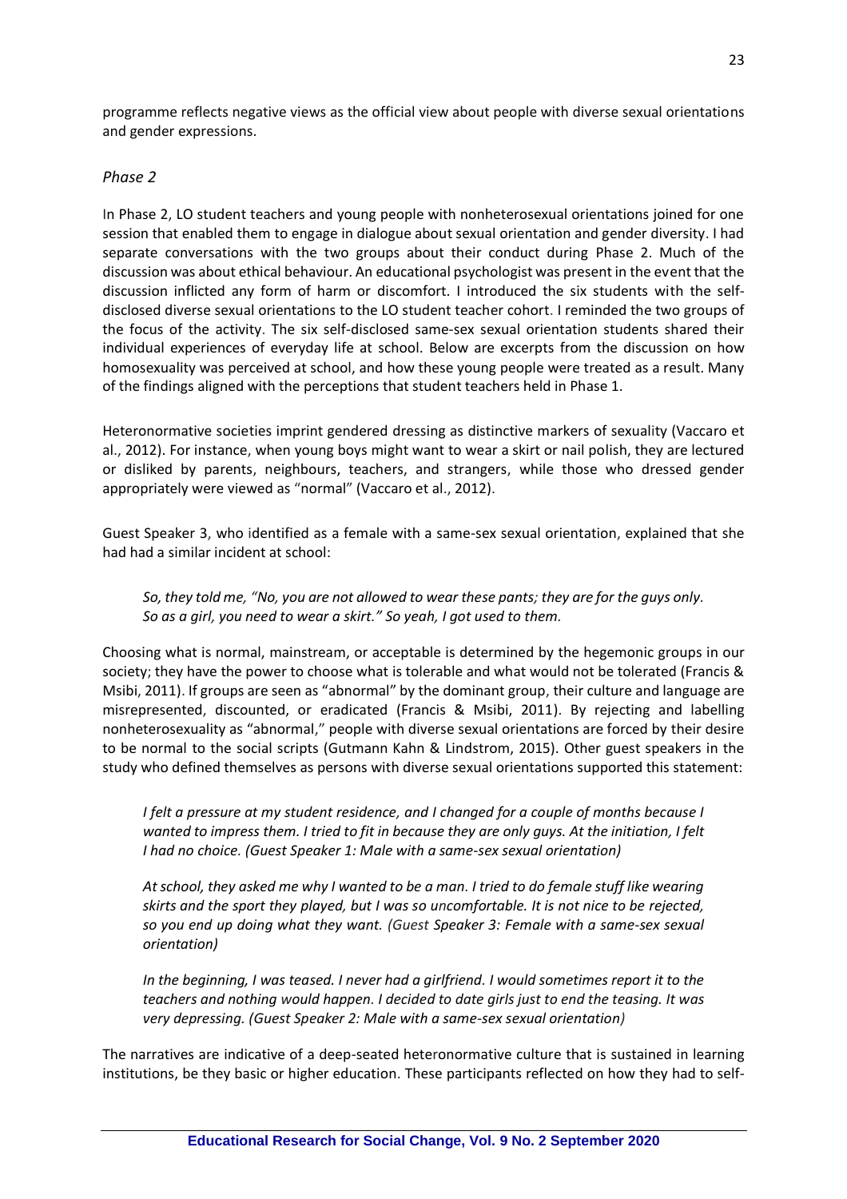programme reflects negative views as the official view about people with diverse sexual orientations and gender expressions.

### *Phase 2*

In Phase 2, LO student teachers and young people with nonheterosexual orientations joined for one session that enabled them to engage in dialogue about sexual orientation and gender diversity. I had separate conversations with the two groups about their conduct during Phase 2. Much of the discussion was about ethical behaviour. An educational psychologist was present in the event that the discussion inflicted any form of harm or discomfort. I introduced the six students with the self-disclosed diverse sexual orientations to the LO student teacher cohort. I reminded the two groups of the focus of the activity. The six self-disclosed same-sex sexual orientation students shared their individual experiences of everyday life at school. Below are excerpts from the discussion on how homosexuality was perceived at school, and how these young people were treated as a result. Many of the findings aligned with the perceptions that student teachers held in Phase 1.

Heteronormative societies imprint gendered dressing as distinctive markers of sexuality (Vaccaro et al., 2012). For instance, when young boys might want to wear a skirt or nail polish, they are lectured or disliked by parents, neighbours, teachers, and strangers, while those who dressed gender appropriately were viewed as "normal" (Vaccaro et al., 2012).

Guest Speaker 3, who identified as a female with a same-sex sexual orientation, explained that she had had a similar incident at school:

> *So, they told me, "No, you are not allowed to wear these pants; they are for the guys only. So as a girl, you need to wear a skirt." So yeah, I got used to them.*

Choosing what is normal, mainstream, or acceptable is determined by the hegemonic groups in our society; they have the power to choose what is tolerable and what would not be tolerated (Francis & Msibi, 2011). If groups are seen as "abnormal" by the dominant group, their culture and language are misrepresented, discounted, or eradicated (Francis & Msibi, 2011). By rejecting and labelling nonheterosexuality as "abnormal," people with diverse sexual orientations are forced by their desire to be normal to the social scripts (Gutmann Kahn & Lindstrom, 2015). Other guest speakers in the study who defined themselves as persons with diverse sexual orientations supported this statement:

> *I felt a pressure at my student residence, and I changed for a couple of months because I wanted to impress them. I tried to fit in because they are only guys. At the initiation, I felt I had no choice. (Guest Speaker 1: Male with a same-sex sexual orientation)*

> *At school, they asked me why I wanted to be a man. I tried to do female stuff like wearing skirts and the sport they played, but I was so uncomfortable. It is not nice to be rejected, so you end up doing what they want. (Guest Speaker 3: Female with a same-sex sexual orientation)*

> *In the beginning, I was teased. I never had a girlfriend. I would sometimes report it to the teachers and nothing would happen. I decided to date girls just to end the teasing. It was very depressing. (Guest Speaker 2: Male with a same-sex sexual orientation)*

The narratives are indicative of a deep-seated heteronormative culture that is sustained in learning institutions, be they basic or higher education. These participants reflected on how they had to self-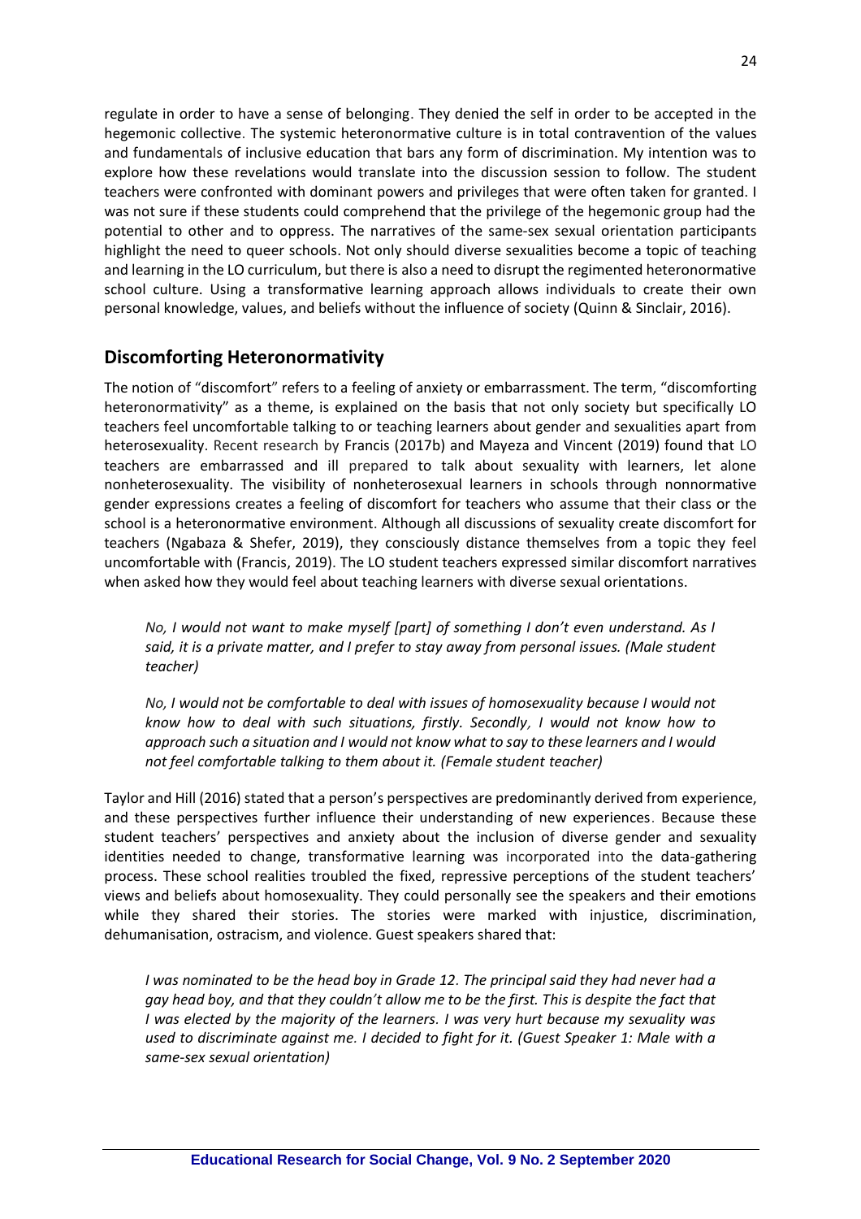regulate in order to have a sense of belonging. They denied the self in order to be accepted in the hegemonic collective. The systemic heteronormative culture is in total contravention of the values and fundamentals of inclusive education that bars any form of discrimination. My intention was to explore how these revelations would translate into the discussion session to follow. The student teachers were confronted with dominant powers and privileges that were often taken for granted. I was not sure if these students could comprehend that the privilege of the hegemonic group had the potential to other and to oppress. The narratives of the same-sex sexual orientation participants highlight the need to queer schools. Not only should diverse sexualities become a topic of teaching and learning in the LO curriculum, but there is also a need to disrupt the regimented heteronormative school culture. Using a transformative learning approach allows individuals to create their own personal knowledge, values, and beliefs without the influence of society (Quinn & Sinclair, 2016).

## Discomforting Heteronormativity

The notion of "discomfort" refers to a feeling of anxiety or embarrassment. The term, "discomforting heteronormativity" as a theme, is explained on the basis that not only society but specifically LO teachers feel uncomfortable talking to or teaching learners about gender and sexualities apart from heterosexuality. Recent research by Francis (2017b) and Mayeza and Vincent (2019) found that LO teachers are embarrassed and ill prepared to talk about sexuality with learners, let alone nonheterosexuality. The visibility of nonheterosexual learners in schools through nonnormative gender expressions creates a feeling of discomfort for teachers who assume that their class or the school is a heteronormative environment. Although all discussions of sexuality create discomfort for teachers (Ngabaza & Shefer, 2019), they consciously distance themselves from a topic they feel uncomfortable with (Francis, 2019). The LO student teachers expressed similar discomfort narratives when asked how they would feel about teaching learners with diverse sexual orientations.

> *No, I would not want to make myself [part] of something I don't even understand. As I said, it is a private matter, and I prefer to stay away from personal issues. (Male student teacher)*

> *No, I would not be comfortable to deal with issues of homosexuality because I would not know how to deal with such situations, firstly. Secondly, I would not know how to approach such a situation and I would not know what to say to these learners and I would not feel comfortable talking to them about it. (Female student teacher)*

Taylor and Hill (2016) stated that a person's perspectives are predominantly derived from experience, and these perspectives further influence their understanding of new experiences. Because these student teachers' perspectives and anxiety about the inclusion of diverse gender and sexuality identities needed to change, transformative learning was incorporated into the data-gathering process. These school realities troubled the fixed, repressive perceptions of the student teachers' views and beliefs about homosexuality. They could personally see the speakers and their emotions while they shared their stories. The stories were marked with injustice, discrimination, dehumanisation, ostracism, and violence. Guest speakers shared that:

> *I was nominated to be the head boy in Grade 12. The principal said they had never had a gay head boy, and that they couldn't allow me to be the first. This is despite the fact that I was elected by the majority of the learners. I was very hurt because my sexuality was used to discriminate against me. I decided to fight for it. (Guest Speaker 1: Male with a same-sex sexual orientation)*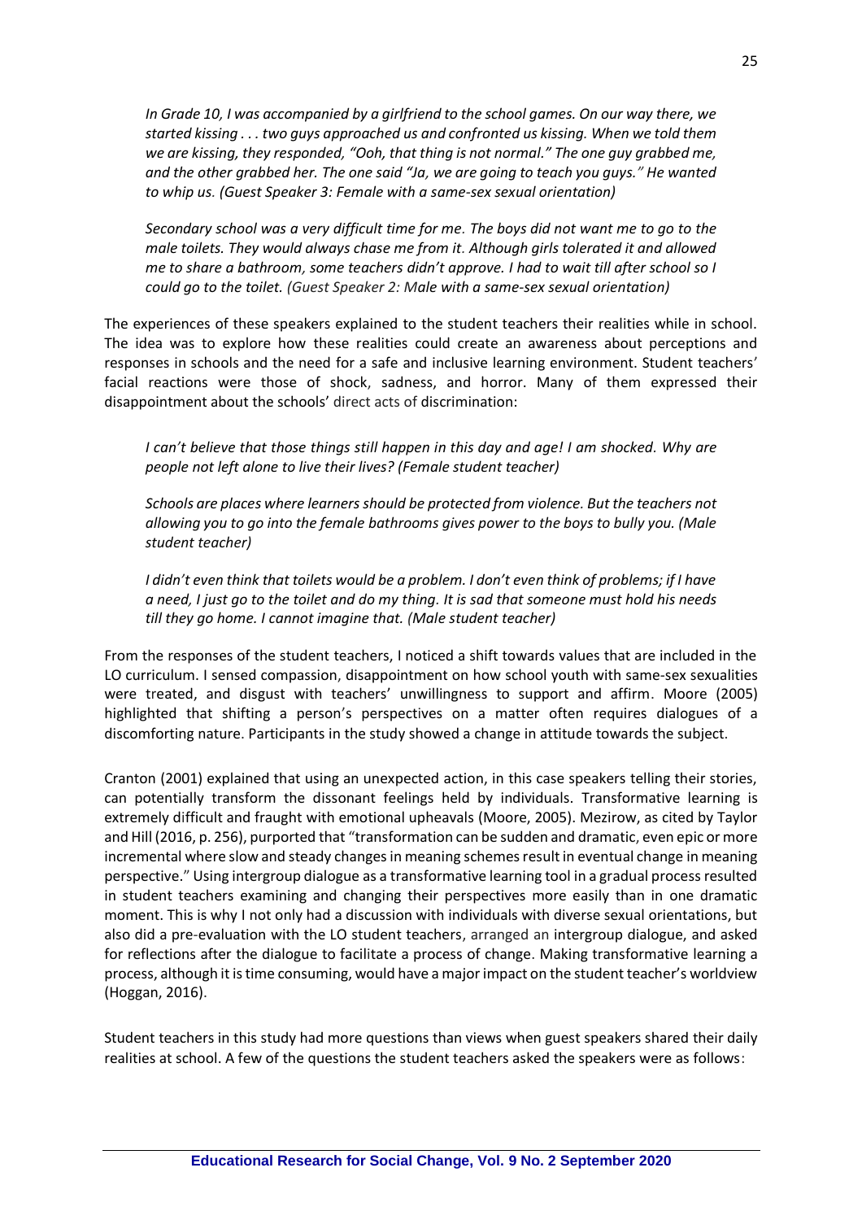*In Grade 10, I was accompanied by a girlfriend to the school games. On our way there, we started kissing . . . two guys approached us and confronted us kissing. When we told them we are kissing, they responded, "Ooh, that thing is not normal." The one guy grabbed me, and the other grabbed her. The one said "Ja, we are going to teach you guys." He wanted to whip us. (Guest Speaker 3: Female with a same-sex sexual orientation)*

*Secondary school was a very difficult time for me. The boys did not want me to go to the male toilets. They would always chase me from it. Although girls tolerated it and allowed me to share a bathroom, some teachers didn't approve. I had to wait till after school so I could go to the toilet. (Guest Speaker 2: Male with a same-sex sexual orientation)*

The experiences of these speakers explained to the student teachers their realities while in school. The idea was to explore how these realities could create an awareness about perceptions and responses in schools and the need for a safe and inclusive learning environment. Student teachers' facial reactions were those of shock, sadness, and horror. Many of them expressed their disappointment about the schools' direct acts of discrimination:

*I can't believe that those things still happen in this day and age! I am shocked. Why are people not left alone to live their lives? (Female student teacher)*

*Schools are places where learners should be protected from violence. But the teachers not allowing you to go into the female bathrooms gives power to the boys to bully you. (Male student teacher)*

*I didn't even think that toilets would be a problem. I don't even think of problems; if I have a need, I just go to the toilet and do my thing. It is sad that someone must hold his needs till they go home. I cannot imagine that. (Male student teacher)*

From the responses of the student teachers, I noticed a shift towards values that are included in the LO curriculum. I sensed compassion, disappointment on how school youth with same-sex sexualities were treated, and disgust with teachers' unwillingness to support and affirm. Moore (2005) highlighted that shifting a person's perspectives on a matter often requires dialogues of a discomforting nature. Participants in the study showed a change in attitude towards the subject.

Cranton (2001) explained that using an unexpected action, in this case speakers telling their stories, can potentially transform the dissonant feelings held by individuals. Transformative learning is extremely difficult and fraught with emotional upheavals (Moore, 2005). Mezirow, as cited by Taylor and Hill (2016, p. 256), purported that "transformation can be sudden and dramatic, even epic or more incremental where slow and steady changes in meaning schemes result in eventual change in meaning perspective." Using intergroup dialogue as a transformative learning tool in a gradual process resulted in student teachers examining and changing their perspectives more easily than in one dramatic moment. This is why I not only had a discussion with individuals with diverse sexual orientations, but also did a pre-evaluation with the LO student teachers, arranged an intergroup dialogue, and asked for reflections after the dialogue to facilitate a process of change. Making transformative learning a process, although it is time consuming, would have a major impact on the student teacher's worldview (Hoggan, 2016).

Student teachers in this study had more questions than views when guest speakers shared their daily realities at school. A few of the questions the student teachers asked the speakers were as follows: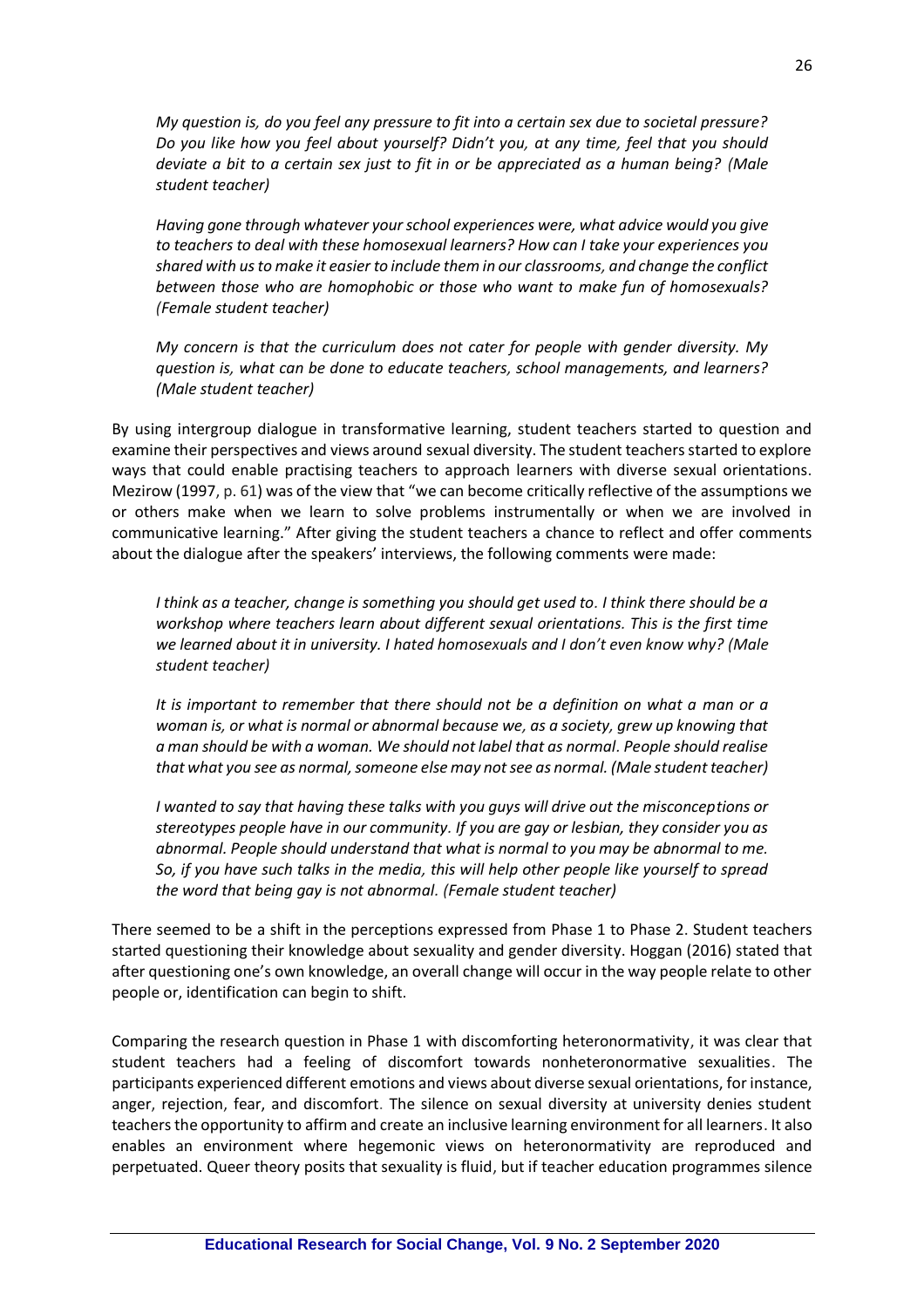*My question is, do you feel any pressure to fit into a certain sex due to societal pressure? Do you like how you feel about yourself? Didn't you, at any time, feel that you should deviate a bit to a certain sex just to fit in or be appreciated as a human being? (Male student teacher)*

*Having gone through whatever your school experiences were, what advice would you give to teachers to deal with these homosexual learners? How can I take your experiences you shared with us to make it easier to include them in our classrooms, and change the conflict between those who are homophobic or those who want to make fun of homosexuals? (Female student teacher)*

*My concern is that the curriculum does not cater for people with gender diversity. My question is, what can be done to educate teachers, school managements, and learners? (Male student teacher)*

By using intergroup dialogue in transformative learning, student teachers started to question and examine their perspectives and views around sexual diversity. The student teachers started to explore ways that could enable practising teachers to approach learners with diverse sexual orientations. Mezirow (1997, p. 61) was of the view that "we can become critically reflective of the assumptions we or others make when we learn to solve problems instrumentally or when we are involved in communicative learning." After giving the student teachers a chance to reflect and offer comments about the dialogue after the speakers' interviews, the following comments were made:

*I think as a teacher, change is something you should get used to. I think there should be a workshop where teachers learn about different sexual orientations. This is the first time we learned about it in university. I hated homosexuals and I don't even know why? (Male student teacher)*

*It is important to remember that there should not be a definition on what a man or a woman is, or what is normal or abnormal because we, as a society, grew up knowing that a man should be with a woman. We should not label that as normal. People should realise that what you see as normal, someone else may not see as normal. (Male student teacher)*

*I wanted to say that having these talks with you guys will drive out the misconceptions or stereotypes people have in our community. If you are gay or lesbian, they consider you as abnormal. People should understand that what is normal to you may be abnormal to me. So, if you have such talks in the media, this will help other people like yourself to spread the word that being gay is not abnormal. (Female student teacher)*

There seemed to be a shift in the perceptions expressed from Phase 1 to Phase 2. Student teachers started questioning their knowledge about sexuality and gender diversity. Hoggan (2016) stated that after questioning one's own knowledge, an overall change will occur in the way people relate to other people or, identification can begin to shift.

Comparing the research question in Phase 1 with discomforting heteronormativity, it was clear that student teachers had a feeling of discomfort towards nonheteronormative sexualities. The participants experienced different emotions and views about diverse sexual orientations, for instance, anger, rejection, fear, and discomfort. The silence on sexual diversity at university denies student teachers the opportunity to affirm and create an inclusive learning environment for all learners. It also enables an environment where hegemonic views on heteronormativity are reproduced and perpetuated. Queer theory posits that sexuality is fluid, but if teacher education programmes silence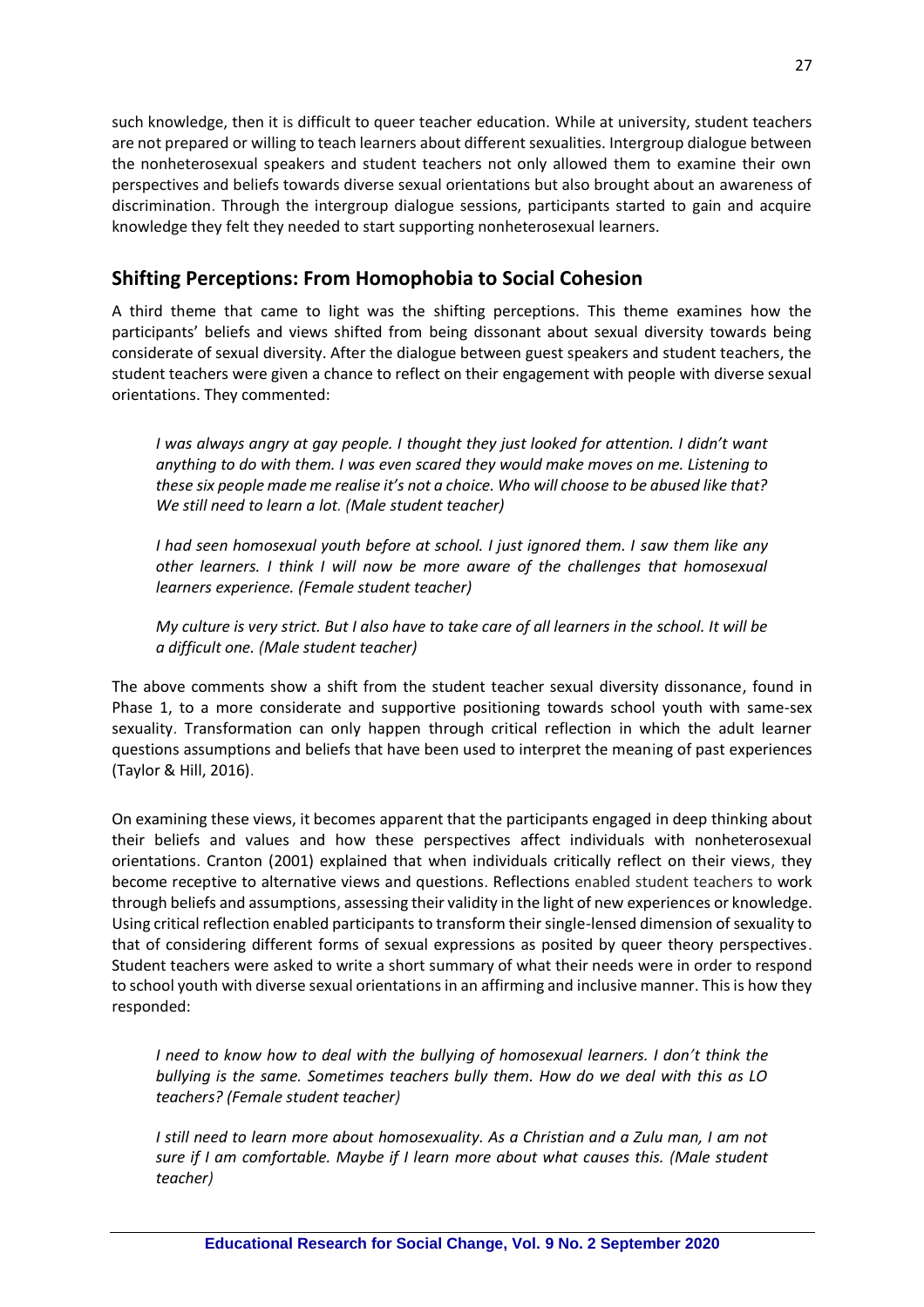such knowledge, then it is difficult to queer teacher education. While at university, student teachers are not prepared or willing to teach learners about different sexualities. Intergroup dialogue between the nonheterosexual speakers and student teachers not only allowed them to examine their own perspectives and beliefs towards diverse sexual orientations but also brought about an awareness of discrimination. Through the intergroup dialogue sessions, participants started to gain and acquire knowledge they felt they needed to start supporting nonheterosexual learners.

## Shifting Perceptions: From Homophobia to Social Cohesion

A third theme that came to light was the shifting perceptions. This theme examines how the participants' beliefs and views shifted from being dissonant about sexual diversity towards being considerate of sexual diversity. After the dialogue between guest speakers and student teachers, the student teachers were given a chance to reflect on their engagement with people with diverse sexual orientations. They commented:

> *I was always angry at gay people. I thought they just looked for attention. I didn't want anything to do with them. I was even scared they would make moves on me. Listening to these six people made me realise it's not a choice. Who will choose to be abused like that? We still need to learn a lot. (Male student teacher)*

> *I had seen homosexual youth before at school. I just ignored them. I saw them like any other learners. I think I will now be more aware of the challenges that homosexual learners experience. (Female student teacher)*

> *My culture is very strict. But I also have to take care of all learners in the school. It will be a difficult one. (Male student teacher)*

The above comments show a shift from the student teacher sexual diversity dissonance, found in Phase 1, to a more considerate and supportive positioning towards school youth with same-sex sexuality. Transformation can only happen through critical reflection in which the adult learner questions assumptions and beliefs that have been used to interpret the meaning of past experiences (Taylor & Hill, 2016).

On examining these views, it becomes apparent that the participants engaged in deep thinking about their beliefs and values and how these perspectives affect individuals with nonheterosexual orientations. Cranton (2001) explained that when individuals critically reflect on their views, they become receptive to alternative views and questions. Reflections enabled student teachers to work through beliefs and assumptions, assessing their validity in the light of new experiences or knowledge. Using critical reflection enabled participants to transform their single-lensed dimension of sexuality to that of considering different forms of sexual expressions as posited by queer theory perspectives. Student teachers were asked to write a short summary of what their needs were in order to respond to school youth with diverse sexual orientations in an affirming and inclusive manner. This is how they responded:

> *I need to know how to deal with the bullying of homosexual learners. I don't think the bullying is the same. Sometimes teachers bully them. How do we deal with this as LO teachers? (Female student teacher)*

> *I still need to learn more about homosexuality. As a Christian and a Zulu man, I am not sure if I am comfortable. Maybe if I learn more about what causes this. (Male student teacher)*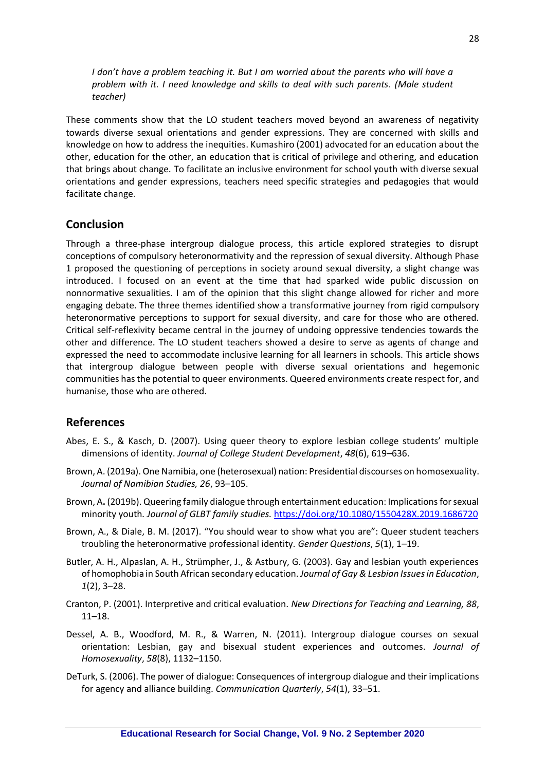*I don't have a problem teaching it. But I am worried about the parents who will have a problem with it. I need knowledge and skills to deal with such parents. (Male student teacher)*

These comments show that the LO student teachers moved beyond an awareness of negativity towards diverse sexual orientations and gender expressions. They are concerned with skills and knowledge on how to address the inequities. Kumashiro (2001) advocated for an education about the other, education for the other, an education that is critical of privilege and othering, and education that brings about change. To facilitate an inclusive environment for school youth with diverse sexual orientations and gender expressions, teachers need specific strategies and pedagogies that would facilitate change.

## Conclusion

Through a three-phase intergroup dialogue process, this article explored strategies to disrupt conceptions of compulsory heteronormativity and the repression of sexual diversity. Although Phase 1 proposed the questioning of perceptions in society around sexual diversity, a slight change was introduced. I focused on an event at the time that had sparked wide public discussion on nonnormative sexualities. I am of the opinion that this slight change allowed for richer and more engaging debate. The three themes identified show a transformative journey from rigid compulsory heteronormative perceptions to support for sexual diversity, and care for those who are othered. Critical self-reflexivity became central in the journey of undoing oppressive tendencies towards the other and difference. The LO student teachers showed a desire to serve as agents of change and expressed the need to accommodate inclusive learning for all learners in schools. This article shows that intergroup dialogue between people with diverse sexual orientations and hegemonic communities has the potential to queer environments. Queered environments create respect for, and humanise, those who are othered.

## References

Abes, E. S., & Kasch, D. (2007). Using queer theory to explore lesbian college students' multiple dimensions of identity. *Journal of College Student Development*, *48*(6), 619–636.

Brown, A. (2019a). One Namibia, one (heterosexual) nation: Presidential discourses on homosexuality. *Journal of Namibian Studies, 26*, 93–105.

Brown, A**.** (2019b). Queering family dialogue through entertainment education: Implications for sexual minority youth*. Journal of GLBT family studies.* https://doi.org/10.1080/1550428X.2019.1686720

Brown, A., & Diale, B. M. (2017). "You should wear to show what you are": Queer student teachers troubling the heteronormative professional identity. *Gender Questions*, *5*(1), 1–19.

Butler, A. H., Alpaslan, A. H., Strümpher, J., & Astbury, G. (2003). Gay and lesbian youth experiences of homophobia in South African secondary education. *Journal of Gay & Lesbian Issues in Education*, *1*(2), 3–28.

Cranton, P. (2001). Interpretive and critical evaluation. *New Directions for Teaching and Learning, 88*, 11–18.

Dessel, A. B., Woodford, M. R., & Warren, N. (2011). Intergroup dialogue courses on sexual orientation: Lesbian, gay and bisexual student experiences and outcomes. *Journal of Homosexuality*, *58*(8), 1132–1150.

DeTurk, S. (2006). The power of dialogue: Consequences of intergroup dialogue and their implications for agency and alliance building. *Communication Quarterly*, *54*(1), 33–51.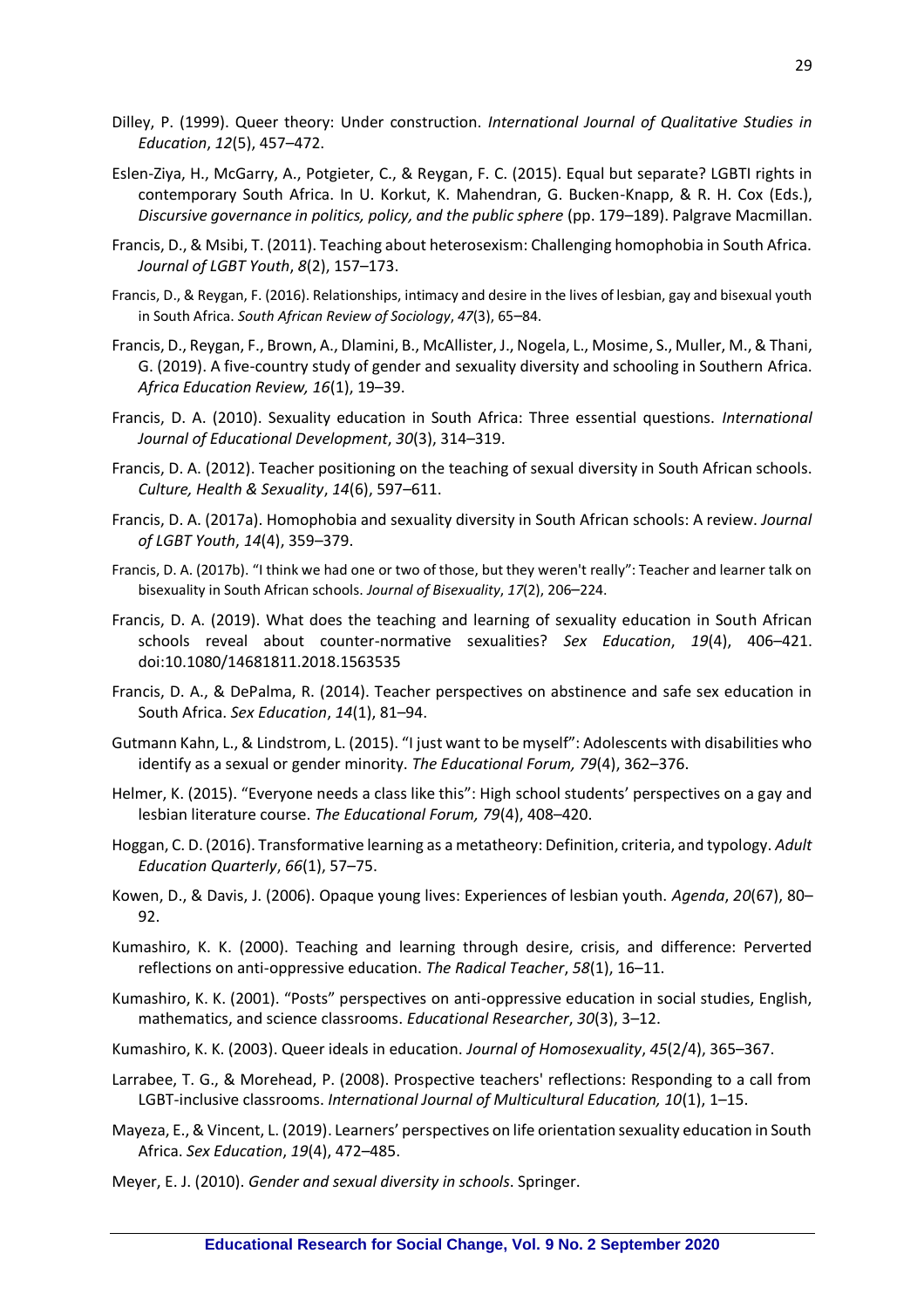Dilley, P. (1999). Queer theory: Under construction. *International Journal of Qualitative Studies in Education*, *12*(5), 457–472.

Eslen-Ziya, H., McGarry, A., Potgieter, C., & Reygan, F. C. (2015). Equal but separate? LGBTI rights in contemporary South Africa. In U. Korkut, K. Mahendran, G. Bucken-Knapp, & R. H. Cox (Eds.), *Discursive governance in politics, policy, and the public sphere* (pp. 179–189). Palgrave Macmillan.

Francis, D., & Msibi, T. (2011). Teaching about heterosexism: Challenging homophobia in South Africa. *Journal of LGBT Youth*, *8*(2), 157–173.

Francis, D., & Reygan, F. (2016). Relationships, intimacy and desire in the lives of lesbian, gay and bisexual youth in South Africa. *South African Review of Sociology*, *47*(3), 65–84.

Francis, D., Reygan, F., Brown, A., Dlamini, B., McAllister, J., Nogela, L., Mosime, S., Muller, M., & Thani, G. (2019). A five-country study of gender and sexuality diversity and schooling in Southern Africa. *Africa Education Review, 16*(1), 19–39.

Francis, D. A. (2010). Sexuality education in South Africa: Three essential questions. *International Journal of Educational Development*, *30*(3), 314–319.

Francis, D. A. (2012). Teacher positioning on the teaching of sexual diversity in South African schools. *Culture, Health & Sexuality*, *14*(6), 597–611.

Francis, D. A. (2017a). Homophobia and sexuality diversity in South African schools: A review. *Journal of LGBT Youth*, *14*(4), 359–379.

Francis, D. A. (2017b). "I think we had one or two of those, but they weren't really": Teacher and learner talk on bisexuality in South African schools. *Journal of Bisexuality*, *17*(2), 206–224.

Francis, D. A. (2019). What does the teaching and learning of sexuality education in South African schools reveal about counter-normative sexualities? *Sex Education*, *19*(4), 406–421. doi:10.1080/14681811.2018.1563535

Francis, D. A., & DePalma, R. (2014). Teacher perspectives on abstinence and safe sex education in South Africa. *Sex Education*, *14*(1), 81–94.

Gutmann Kahn, L., & Lindstrom, L. (2015). "I just want to be myself": Adolescents with disabilities who identify as a sexual or gender minority. *The Educational Forum, 79*(4), 362–376.

Helmer, K. (2015). "Everyone needs a class like this": High school students' perspectives on a gay and lesbian literature course. *The Educational Forum, 79*(4), 408–420.

Hoggan, C. D. (2016). Transformative learning as a metatheory: Definition, criteria, and typology. *Adult Education Quarterly*, *66*(1), 57–75.

Kowen, D., & Davis, J. (2006). Opaque young lives: Experiences of lesbian youth. *Agenda*, *20*(67), 80–92.

Kumashiro, K. K. (2000). Teaching and learning through desire, crisis, and difference: Perverted reflections on anti-oppressive education. *The Radical Teacher*, *58*(1), 16–11.

Kumashiro, K. K. (2001). "Posts" perspectives on anti-oppressive education in social studies, English, mathematics, and science classrooms. *Educational Researcher*, *30*(3), 3–12.

Kumashiro, K. K. (2003). Queer ideals in education. *Journal of Homosexuality*, *45*(2/4), 365–367.

Larrabee, T. G., & Morehead, P. (2008). Prospective teachers' reflections: Responding to a call from LGBT-inclusive classrooms. *International Journal of Multicultural Education, 10*(1), 1–15.

Mayeza, E., & Vincent, L. (2019). Learners' perspectives on life orientation sexuality education in South Africa. *Sex Education*, *19*(4), 472–485.

Meyer, E. J. (2010). *Gender and sexual diversity in schools*. Springer.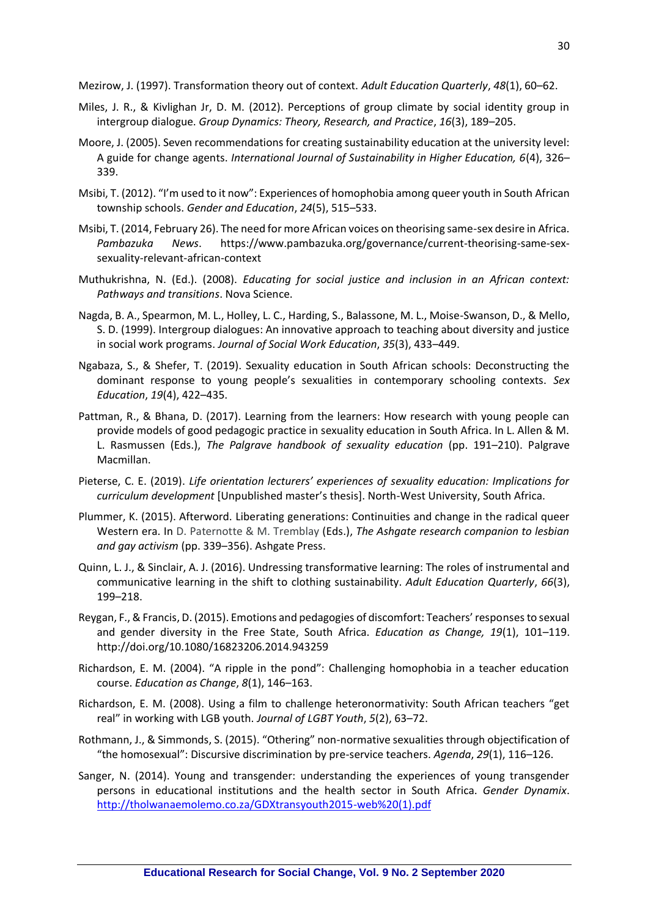Mezirow, J. (1997). Transformation theory out of context. *Adult Education Quarterly*, *48*(1), 60–62.

Miles, J. R., & Kivlighan Jr, D. M. (2012). Perceptions of group climate by social identity group in intergroup dialogue. *Group Dynamics: Theory, Research, and Practice*, *16*(3), 189–205.

Moore, J. (2005). Seven recommendations for creating sustainability education at the university level: A guide for change agents. *International Journal of Sustainability in Higher Education, 6*(4), 326–339.

Msibi, T. (2012). "I'm used to it now": Experiences of homophobia among queer youth in South African township schools. *Gender and Education*, *24*(5), 515–533.

Msibi, T. (2014, February 26). The need for more African voices on theorising same-sex desire in Africa. *Pambazuka News*. https://www.pambazuka.org/governance/current-theorising-same-sex-sexuality-relevant-african-context

Muthukrishna, N. (Ed.). (2008). *Educating for social justice and inclusion in an African context: Pathways and transitions*. Nova Science.

Nagda, B. A., Spearmon, M. L., Holley, L. C., Harding, S., Balassone, M. L., Moise-Swanson, D., & Mello, S. D. (1999). Intergroup dialogues: An innovative approach to teaching about diversity and justice in social work programs. *Journal of Social Work Education*, *35*(3), 433–449.

Ngabaza, S., & Shefer, T. (2019). Sexuality education in South African schools: Deconstructing the dominant response to young people's sexualities in contemporary schooling contexts. *Sex Education*, *19*(4), 422–435.

Pattman, R., & Bhana, D. (2017). Learning from the learners: How research with young people can provide models of good pedagogic practice in sexuality education in South Africa. In L. Allen & M. L. Rasmussen (Eds.), *The Palgrave handbook of sexuality education* (pp. 191–210). Palgrave Macmillan.

Pieterse, C. E. (2019). *Life orientation lecturers' experiences of sexuality education: Implications for curriculum development* [Unpublished master's thesis]. North-West University, South Africa.

Plummer, K. (2015). Afterword. Liberating generations: Continuities and change in the radical queer Western era. In D. Paternotte & M. Tremblay (Eds.), *The Ashgate research companion to lesbian and gay activism* (pp. 339–356). Ashgate Press.

Quinn, L. J., & Sinclair, A. J. (2016). Undressing transformative learning: The roles of instrumental and communicative learning in the shift to clothing sustainability. *Adult Education Quarterly*, *66*(3), 199–218.

Reygan, F., & Francis, D. (2015). Emotions and pedagogies of discomfort: Teachers' responses to sexual and gender diversity in the Free State, South Africa. *Education as Change, 19*(1), 101–119. http://doi.org/10.1080/16823206.2014.943259

Richardson, E. M. (2004). "A ripple in the pond": Challenging homophobia in a teacher education course. *Education as Change*, *8*(1), 146–163.

Richardson, E. M. (2008). Using a film to challenge heteronormativity: South African teachers "get real" in working with LGB youth. *Journal of LGBT Youth*, *5*(2), 63–72.

Rothmann, J., & Simmonds, S. (2015). "Othering" non-normative sexualities through objectification of "the homosexual": Discursive discrimination by pre-service teachers. *Agenda*, *29*(1), 116–126.

Sanger, N. (2014). Young and transgender: understanding the experiences of young transgender persons in educational institutions and the health sector in South Africa. *Gender Dynamix*. http://tholwanaemolemo.co.za/GDXtransyouth2015-web%20(1).pdf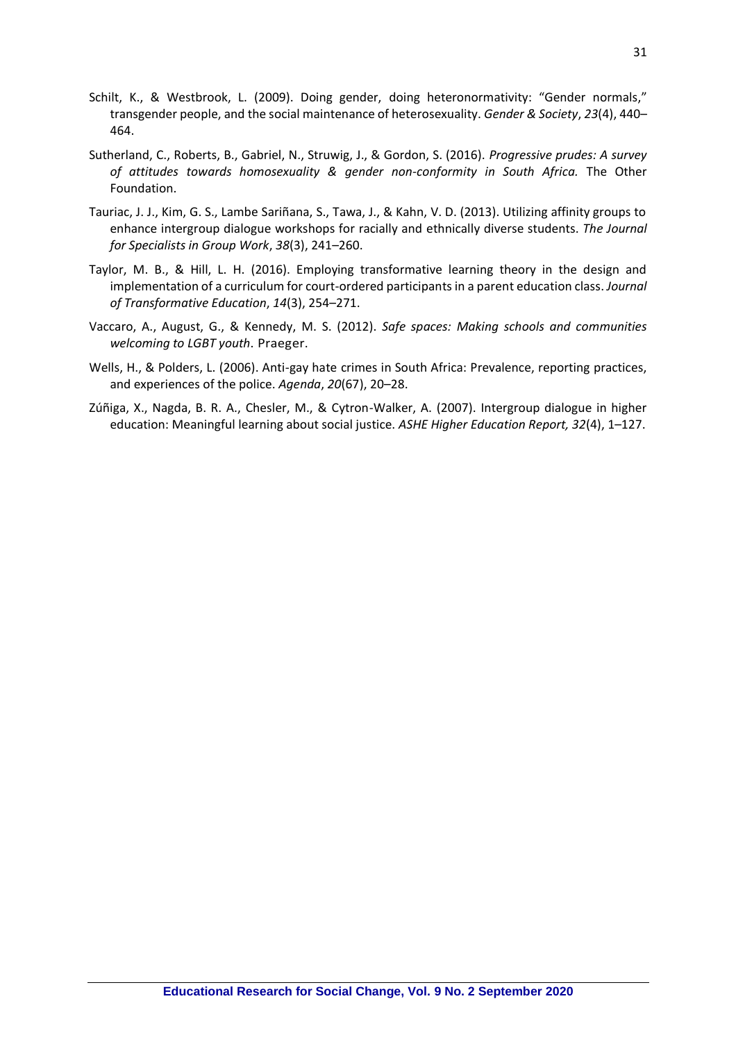Schilt, K., & Westbrook, L. (2009). Doing gender, doing heteronormativity: "Gender normals," transgender people, and the social maintenance of heterosexuality. *Gender & Society*, *23*(4), 440–464.

Sutherland, C., Roberts, B., Gabriel, N., Struwig, J., & Gordon, S. (2016). *Progressive prudes: A survey of attitudes towards homosexuality & gender non-conformity in South Africa.* The Other Foundation.

Tauriac, J. J., Kim, G. S., Lambe Sariñana, S., Tawa, J., & Kahn, V. D. (2013). Utilizing affinity groups to enhance intergroup dialogue workshops for racially and ethnically diverse students. *The Journal for Specialists in Group Work*, *38*(3), 241–260.

Taylor, M. B., & Hill, L. H. (2016). Employing transformative learning theory in the design and implementation of a curriculum for court-ordered participants in a parent education class. *Journal of Transformative Education*, *14*(3), 254–271.

Vaccaro, A., August, G., & Kennedy, M. S. (2012). *Safe spaces: Making schools and communities welcoming to LGBT youth*. Praeger.

Wells, H., & Polders, L. (2006). Anti-gay hate crimes in South Africa: Prevalence, reporting practices, and experiences of the police. *Agenda*, *20*(67), 20–28.

Zúñiga, X., Nagda, B. R. A., Chesler, M., & Cytron-Walker, A. (2007). Intergroup dialogue in higher education: Meaningful learning about social justice. *ASHE Higher Education Report, 32*(4), 1–127.